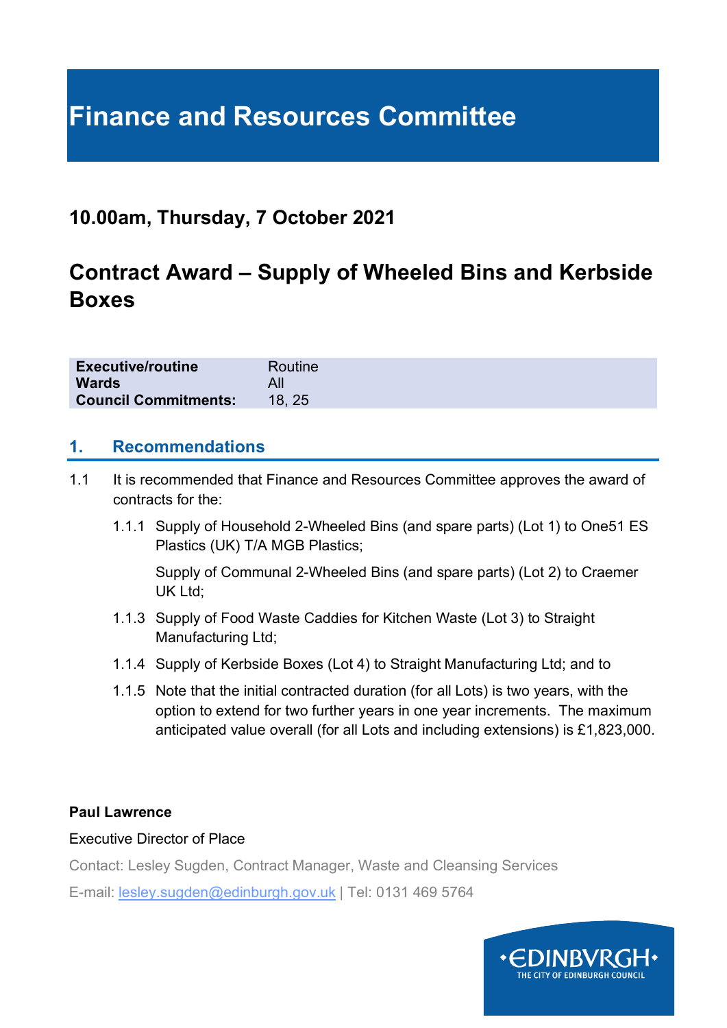# Finance and Resources Committee

## 10.00am, Thursday, 7 October 2021

## Contract Award – Supply of Wheeled Bins and Kerbside Boxes

| | |
|---|---|
| **Executive/routine** | Routine |
| **Wards** | All |
| **Council Commitments:** | 18, 25 |

### 1. Recommendations

1.1 It is recommended that Finance and Resources Committee approves the award of contracts for the:

1.1.1 Supply of Household 2-Wheeled Bins (and spare parts) (Lot 1) to One51 ES Plastics (UK) T/A MGB Plastics;

Supply of Communal 2-Wheeled Bins (and spare parts) (Lot 2) to Craemer UK Ltd;

1.1.3 Supply of Food Waste Caddies for Kitchen Waste (Lot 3) to Straight Manufacturing Ltd;

1.1.4 Supply of Kerbside Boxes (Lot 4) to Straight Manufacturing Ltd; and to

1.1.5 Note that the initial contracted duration (for all Lots) is two years, with the option to extend for two further years in one year increments. The maximum anticipated value overall (for all Lots and including extensions) is £1,823,000.

**Paul Lawrence**

Executive Director of Place

Contact: Lesley Sugden, Contract Manager, Waste and Cleansing Services

E-mail: lesley.sugden@edinburgh.gov.uk | Tel: 0131 469 5764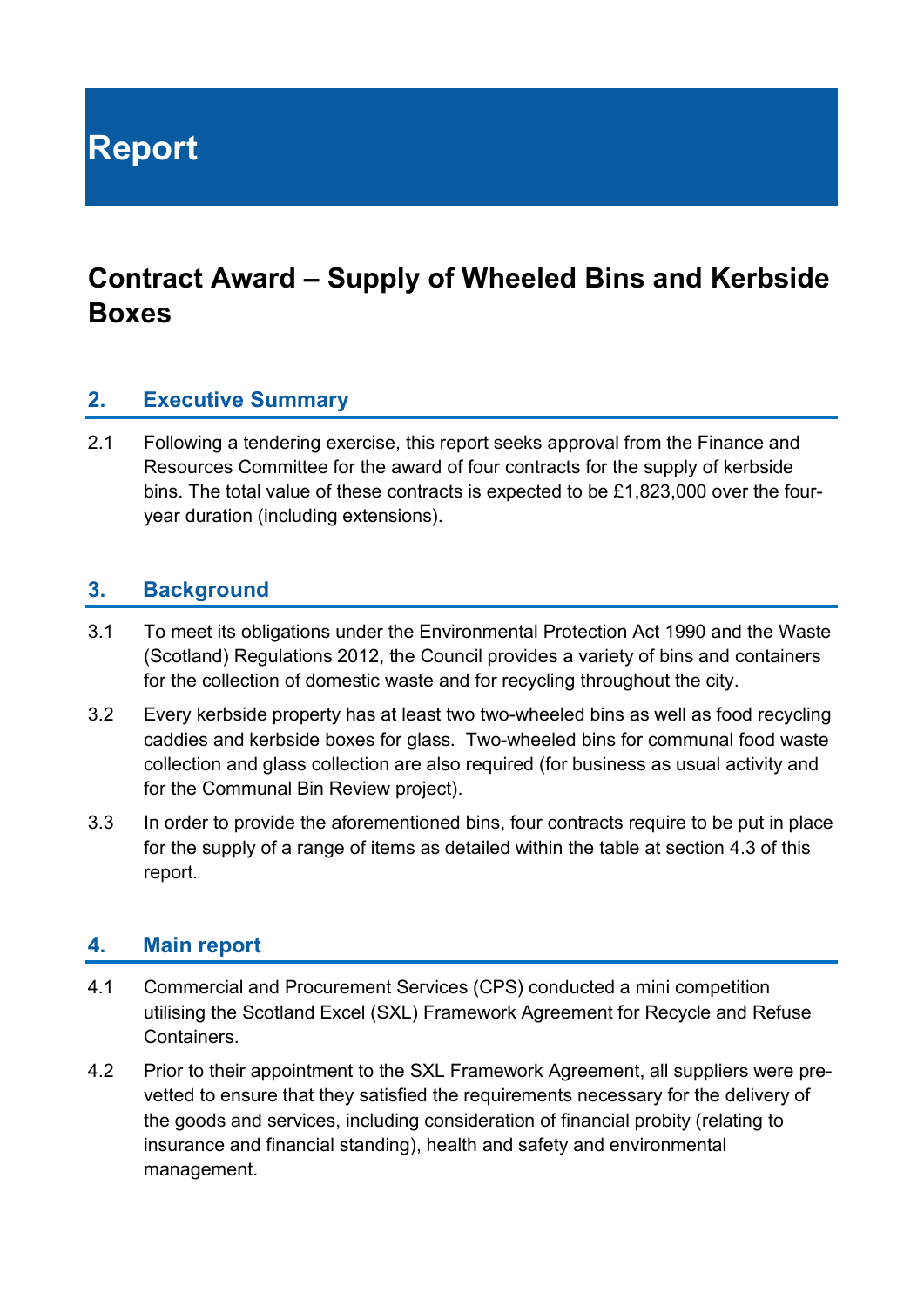# Report

## Contract Award – Supply of Wheeled Bins and Kerbside Boxes

### 2. Executive Summary

2.1 Following a tendering exercise, this report seeks approval from the Finance and Resources Committee for the award of four contracts for the supply of kerbside bins. The total value of these contracts is expected to be £1,823,000 over the four-year duration (including extensions).

### 3. Background

3.1 To meet its obligations under the Environmental Protection Act 1990 and the Waste (Scotland) Regulations 2012, the Council provides a variety of bins and containers for the collection of domestic waste and for recycling throughout the city.

3.2 Every kerbside property has at least two two-wheeled bins as well as food recycling caddies and kerbside boxes for glass. Two-wheeled bins for communal food waste collection and glass collection are also required (for business as usual activity and for the Communal Bin Review project).

3.3 In order to provide the aforementioned bins, four contracts require to be put in place for the supply of a range of items as detailed within the table at section 4.3 of this report.

### 4. Main report

4.1 Commercial and Procurement Services (CPS) conducted a mini competition utilising the Scotland Excel (SXL) Framework Agreement for Recycle and Refuse Containers.

4.2 Prior to their appointment to the SXL Framework Agreement, all suppliers were pre-vetted to ensure that they satisfied the requirements necessary for the delivery of the goods and services, including consideration of financial probity (relating to insurance and financial standing), health and safety and environmental management.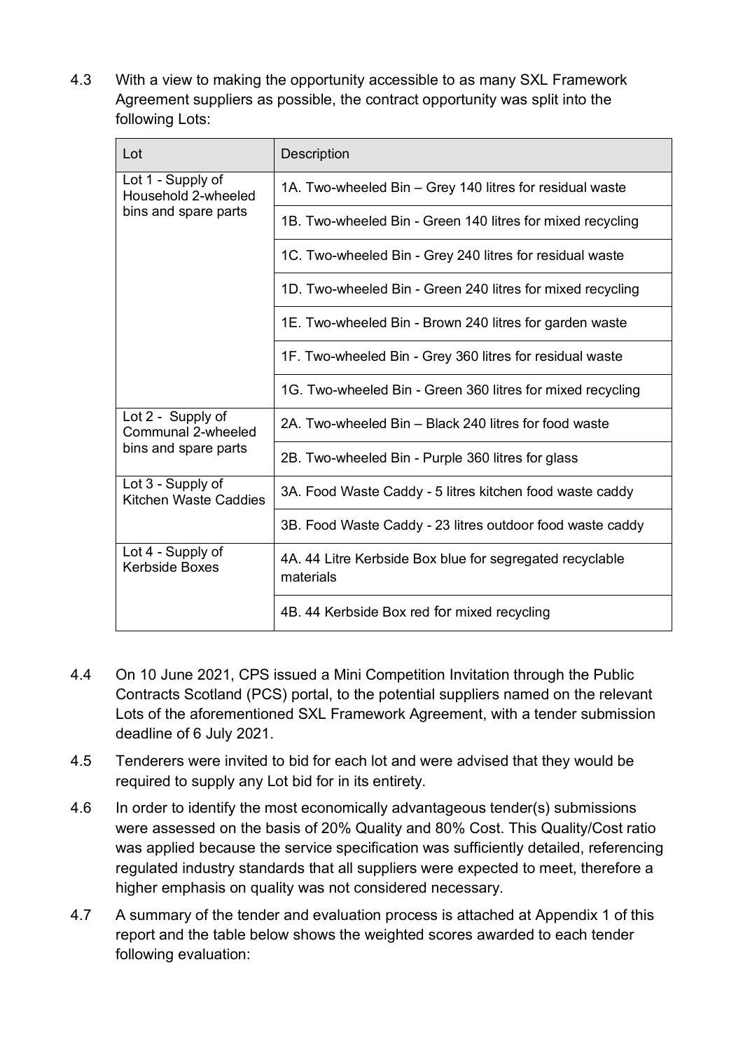4.3 With a view to making the opportunity accessible to as many SXL Framework Agreement suppliers as possible, the contract opportunity was split into the following Lots:

| Lot | Description |
|---|---|
| Lot 1 - Supply of Household 2-wheeled bins and spare parts | 1A. Two-wheeled Bin – Grey 140 litres for residual waste |
| | 1B. Two-wheeled Bin - Green 140 litres for mixed recycling |
| | 1C. Two-wheeled Bin - Grey 240 litres for residual waste |
| | 1D. Two-wheeled Bin - Green 240 litres for mixed recycling |
| | 1E. Two-wheeled Bin - Brown 240 litres for garden waste |
| | 1F. Two-wheeled Bin - Grey 360 litres for residual waste |
| | 1G. Two-wheeled Bin - Green 360 litres for mixed recycling |
| Lot 2 - Supply of Communal 2-wheeled bins and spare parts | 2A. Two-wheeled Bin – Black 240 litres for food waste |
| | 2B. Two-wheeled Bin - Purple 360 litres for glass |
| Lot 3 - Supply of Kitchen Waste Caddies | 3A. Food Waste Caddy - 5 litres kitchen food waste caddy |
| | 3B. Food Waste Caddy - 23 litres outdoor food waste caddy |
| Lot 4 - Supply of Kerbside Boxes | 4A. 44 Litre Kerbside Box blue for segregated recyclable materials |
| | 4B. 44 Kerbside Box red for mixed recycling |

4.4 On 10 June 2021, CPS issued a Mini Competition Invitation through the Public Contracts Scotland (PCS) portal, to the potential suppliers named on the relevant Lots of the aforementioned SXL Framework Agreement, with a tender submission deadline of 6 July 2021.

4.5 Tenderers were invited to bid for each lot and were advised that they would be required to supply any Lot bid for in its entirety.

4.6 In order to identify the most economically advantageous tender(s) submissions were assessed on the basis of 20% Quality and 80% Cost. This Quality/Cost ratio was applied because the service specification was sufficiently detailed, referencing regulated industry standards that all suppliers were expected to meet, therefore a higher emphasis on quality was not considered necessary.

4.7 A summary of the tender and evaluation process is attached at Appendix 1 of this report and the table below shows the weighted scores awarded to each tender following evaluation: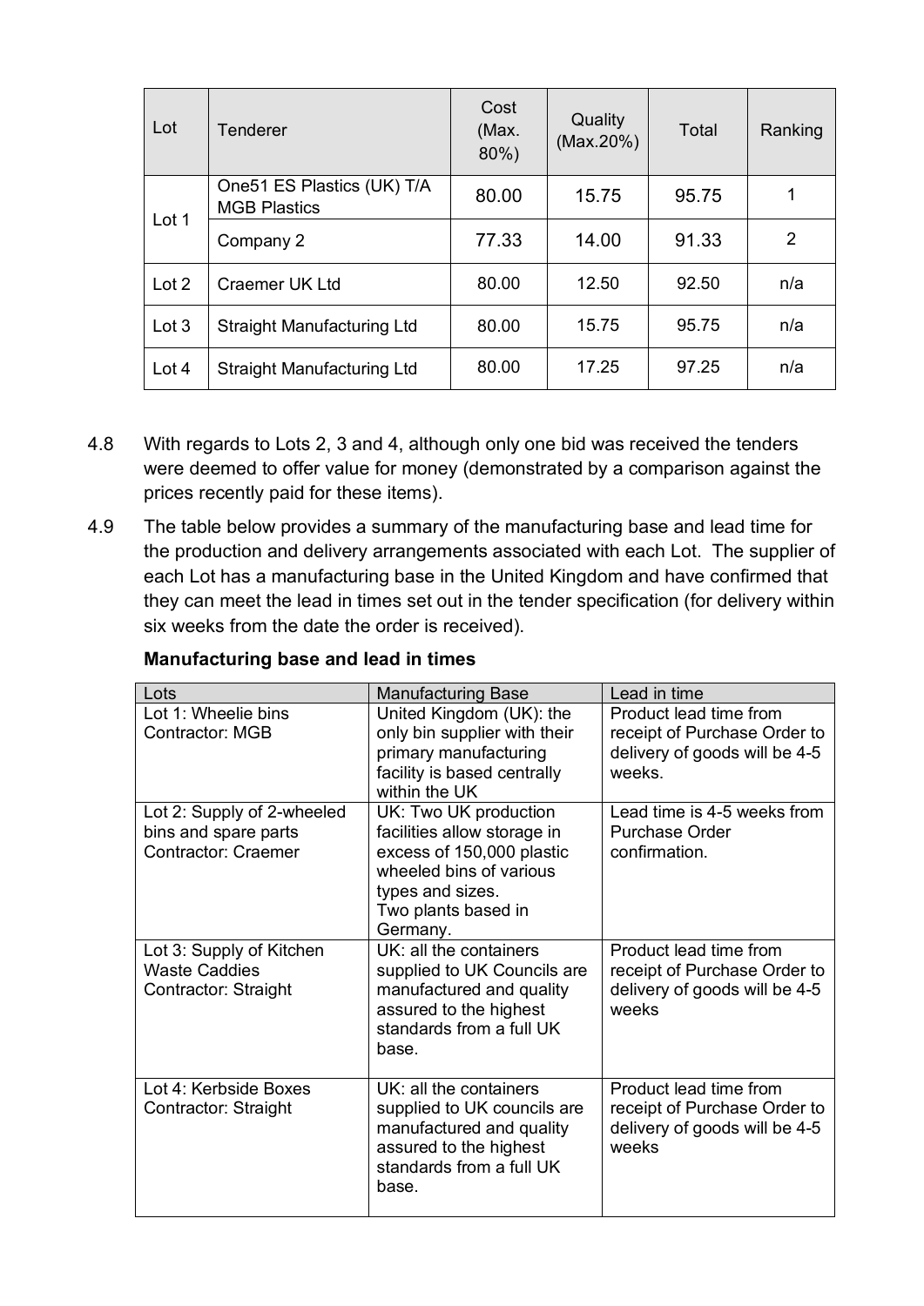| Lot | Tenderer | Cost (Max. 80%) | Quality (Max.20%) | Total | Ranking |
|---|---|---|---|---|---|
| Lot 1 | One51 ES Plastics (UK) T/A MGB Plastics | 80.00 | 15.75 | 95.75 | 1 |
| | Company 2 | 77.33 | 14.00 | 91.33 | 2 |
| Lot 2 | Craemer UK Ltd | 80.00 | 12.50 | 92.50 | n/a |
| Lot 3 | Straight Manufacturing Ltd | 80.00 | 15.75 | 95.75 | n/a |
| Lot 4 | Straight Manufacturing Ltd | 80.00 | 17.25 | 97.25 | n/a |

4.8 With regards to Lots 2, 3 and 4, although only one bid was received the tenders were deemed to offer value for money (demonstrated by a comparison against the prices recently paid for these items).

4.9 The table below provides a summary of the manufacturing base and lead time for the production and delivery arrangements associated with each Lot. The supplier of each Lot has a manufacturing base in the United Kingdom and have confirmed that they can meet the lead in times set out in the tender specification (for delivery within six weeks from the date the order is received).

**Manufacturing base and lead in times**

| Lots | Manufacturing Base | Lead in time |
|---|---|---|
| Lot 1: Wheelie bins<br>Contractor: MGB | United Kingdom (UK): the only bin supplier with their primary manufacturing facility is based centrally within the UK | Product lead time from receipt of Purchase Order to delivery of goods will be 4-5 weeks. |
| Lot 2: Supply of 2-wheeled bins and spare parts<br>Contractor: Craemer | UK: Two UK production facilities allow storage in excess of 150,000 plastic wheeled bins of various types and sizes.<br>Two plants based in Germany. | Lead time is 4-5 weeks from Purchase Order confirmation. |
| Lot 3: Supply of Kitchen Waste Caddies<br>Contractor: Straight | UK: all the containers supplied to UK Councils are manufactured and quality assured to the highest standards from a full UK base. | Product lead time from receipt of Purchase Order to delivery of goods will be 4-5 weeks |
| Lot 4: Kerbside Boxes<br>Contractor: Straight | UK: all the containers supplied to UK councils are manufactured and quality assured to the highest standards from a full UK base. | Product lead time from receipt of Purchase Order to delivery of goods will be 4-5 weeks |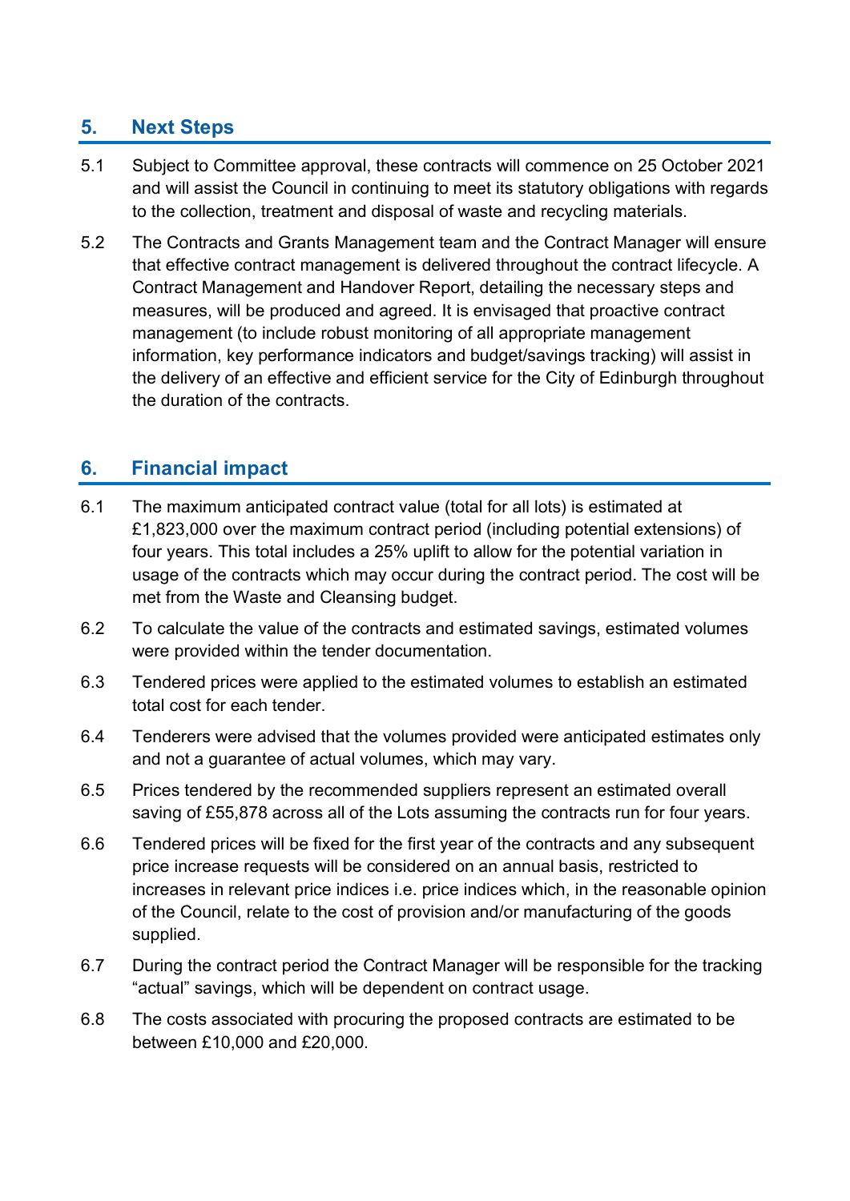## 5. Next Steps

5.1 Subject to Committee approval, these contracts will commence on 25 October 2021 and will assist the Council in continuing to meet its statutory obligations with regards to the collection, treatment and disposal of waste and recycling materials.

5.2 The Contracts and Grants Management team and the Contract Manager will ensure that effective contract management is delivered throughout the contract lifecycle. A Contract Management and Handover Report, detailing the necessary steps and measures, will be produced and agreed. It is envisaged that proactive contract management (to include robust monitoring of all appropriate management information, key performance indicators and budget/savings tracking) will assist in the delivery of an effective and efficient service for the City of Edinburgh throughout the duration of the contracts.

## 6. Financial impact

6.1 The maximum anticipated contract value (total for all lots) is estimated at £1,823,000 over the maximum contract period (including potential extensions) of four years. This total includes a 25% uplift to allow for the potential variation in usage of the contracts which may occur during the contract period. The cost will be met from the Waste and Cleansing budget.

6.2 To calculate the value of the contracts and estimated savings, estimated volumes were provided within the tender documentation.

6.3 Tendered prices were applied to the estimated volumes to establish an estimated total cost for each tender.

6.4 Tenderers were advised that the volumes provided were anticipated estimates only and not a guarantee of actual volumes, which may vary.

6.5 Prices tendered by the recommended suppliers represent an estimated overall saving of £55,878 across all of the Lots assuming the contracts run for four years.

6.6 Tendered prices will be fixed for the first year of the contracts and any subsequent price increase requests will be considered on an annual basis, restricted to increases in relevant price indices i.e. price indices which, in the reasonable opinion of the Council, relate to the cost of provision and/or manufacturing of the goods supplied.

6.7 During the contract period the Contract Manager will be responsible for the tracking "actual" savings, which will be dependent on contract usage.

6.8 The costs associated with procuring the proposed contracts are estimated to be between £10,000 and £20,000.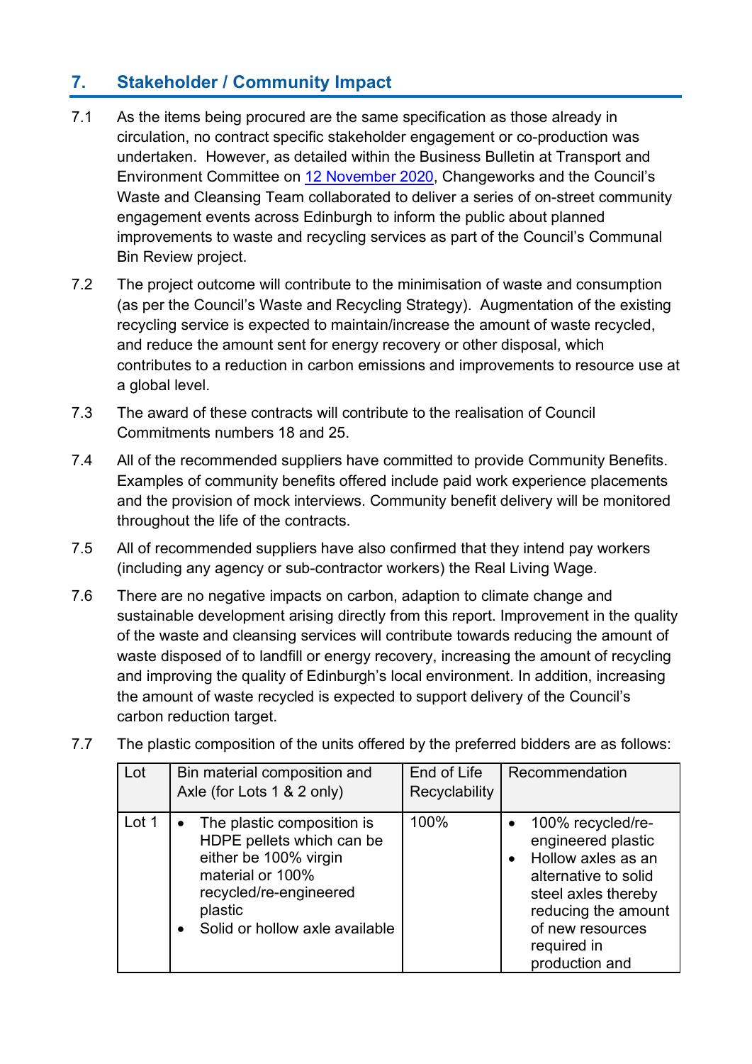## 7. Stakeholder / Community Impact

7.1 As the items being procured are the same specification as those already in circulation, no contract specific stakeholder engagement or co-production was undertaken. However, as detailed within the Business Bulletin at Transport and Environment Committee on 12 November 2020, Changeworks and the Council's Waste and Cleansing Team collaborated to deliver a series of on-street community engagement events across Edinburgh to inform the public about planned improvements to waste and recycling services as part of the Council's Communal Bin Review project.

7.2 The project outcome will contribute to the minimisation of waste and consumption (as per the Council's Waste and Recycling Strategy). Augmentation of the existing recycling service is expected to maintain/increase the amount of waste recycled, and reduce the amount sent for energy recovery or other disposal, which contributes to a reduction in carbon emissions and improvements to resource use at a global level.

7.3 The award of these contracts will contribute to the realisation of Council Commitments numbers 18 and 25.

7.4 All of the recommended suppliers have committed to provide Community Benefits. Examples of community benefits offered include paid work experience placements and the provision of mock interviews. Community benefit delivery will be monitored throughout the life of the contracts.

7.5 All of recommended suppliers have also confirmed that they intend pay workers (including any agency or sub-contractor workers) the Real Living Wage.

7.6 There are no negative impacts on carbon, adaption to climate change and sustainable development arising directly from this report. Improvement in the quality of the waste and cleansing services will contribute towards reducing the amount of waste disposed of to landfill or energy recovery, increasing the amount of recycling and improving the quality of Edinburgh's local environment. In addition, increasing the amount of waste recycled is expected to support delivery of the Council's carbon reduction target.

7.7 The plastic composition of the units offered by the preferred bidders are as follows:

| Lot | Bin material composition and Axle (for Lots 1 & 2 only) | End of Life Recyclability | Recommendation |
|---|---|---|---|
| Lot 1 | • The plastic composition is HDPE pellets which can be either be 100% virgin material or 100% recycled/re-engineered plastic<br>• Solid or hollow axle available | 100% | • 100% recycled/re-engineered plastic<br>• Hollow axles as an alternative to solid steel axles thereby reducing the amount of new resources required in production and |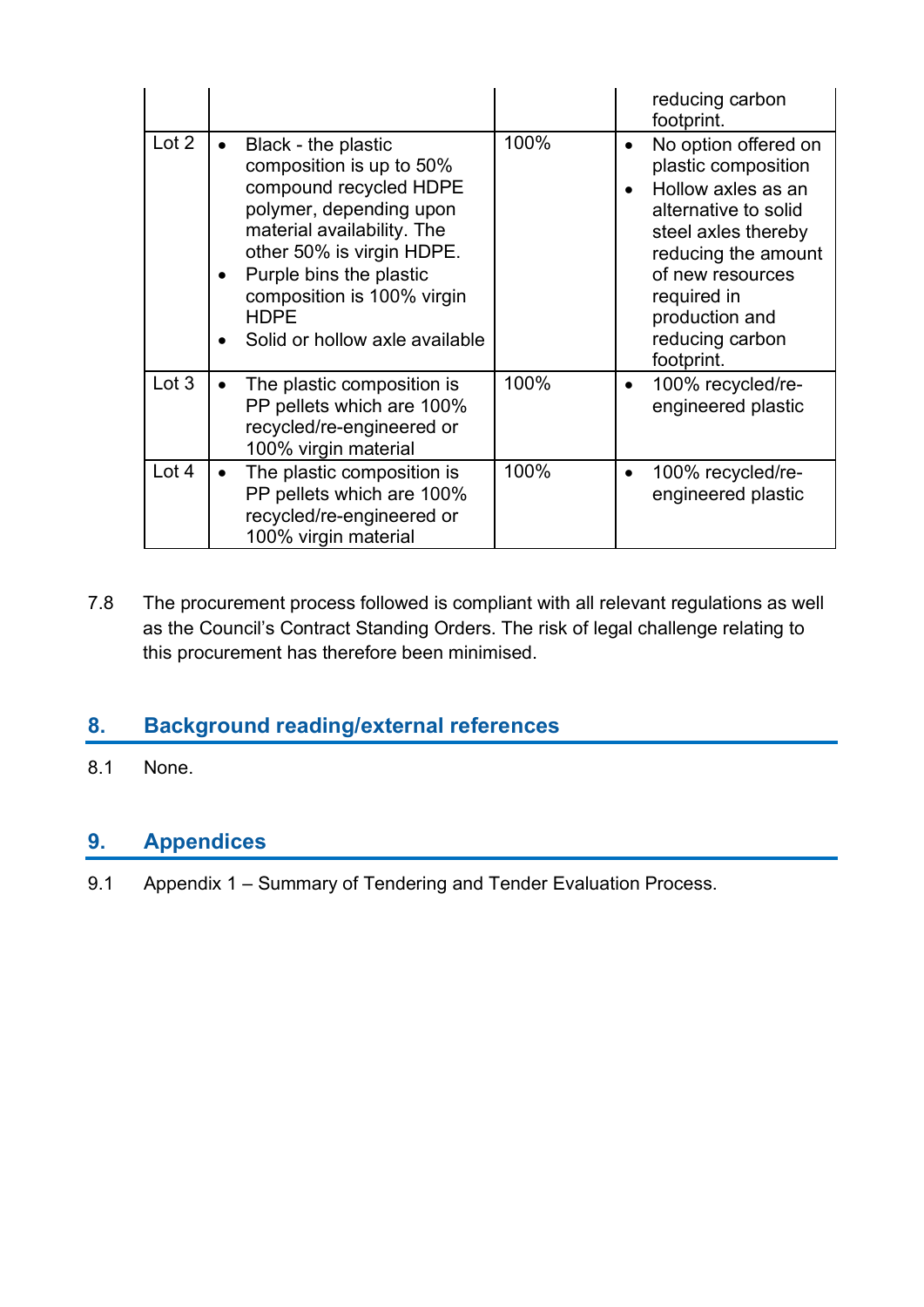| | | | |
|---|---|---|---|
| | | | reducing carbon footprint. |
| Lot 2 | • Black - the plastic composition is up to 50% compound recycled HDPE polymer, depending upon material availability. The other 50% is virgin HDPE.<br>• Purple bins the plastic composition is 100% virgin HDPE<br>• Solid or hollow axle available | 100% | • No option offered on plastic composition<br>• Hollow axles as an alternative to solid steel axles thereby reducing the amount of new resources required in production and reducing carbon footprint. |
| Lot 3 | • The plastic composition is PP pellets which are 100% recycled/re-engineered or 100% virgin material | 100% | • 100% recycled/re-engineered plastic |
| Lot 4 | • The plastic composition is PP pellets which are 100% recycled/re-engineered or 100% virgin material | 100% | • 100% recycled/re-engineered plastic |

7.8 The procurement process followed is compliant with all relevant regulations as well as the Council's Contract Standing Orders. The risk of legal challenge relating to this procurement has therefore been minimised.

## 8. Background reading/external references

8.1 None.

## 9. Appendices

9.1 Appendix 1 – Summary of Tendering and Tender Evaluation Process.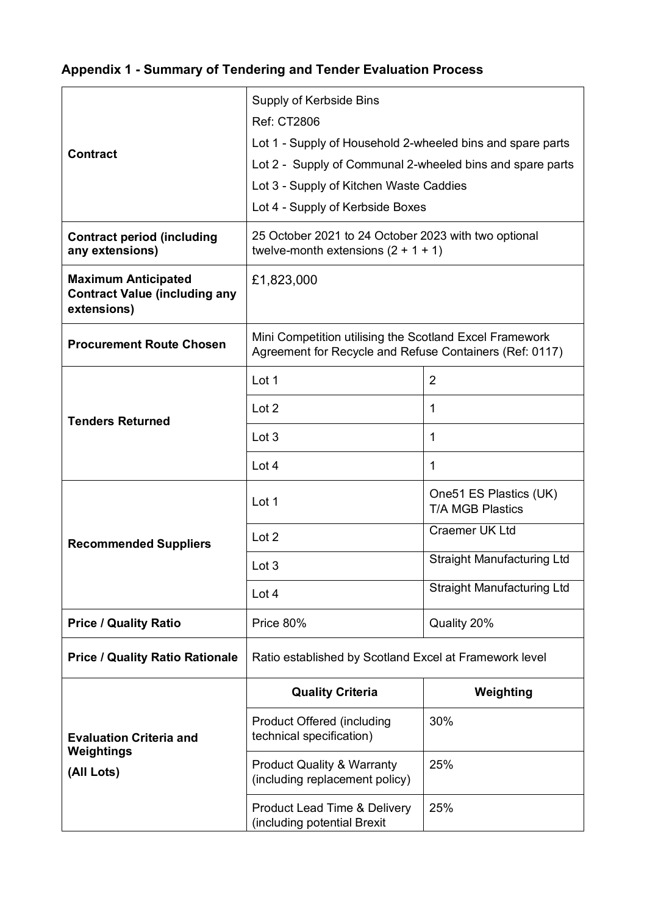**Appendix 1 - Summary of Tendering and Tender Evaluation Process**

| | | |
|---|---|---|
| **Contract** | Supply of Kerbside Bins<br>Ref: CT2806<br>Lot 1 - Supply of Household 2-wheeled bins and spare parts<br>Lot 2 - Supply of Communal 2-wheeled bins and spare parts<br>Lot 3 - Supply of Kitchen Waste Caddies<br>Lot 4 - Supply of Kerbside Boxes | |
| **Contract period (including any extensions)** | 25 October 2021 to 24 October 2023 with two optional twelve-month extensions (2 + 1 + 1) | |
| **Maximum Anticipated Contract Value (including any extensions)** | £1,823,000 | |
| **Procurement Route Chosen** | Mini Competition utilising the Scotland Excel Framework Agreement for Recycle and Refuse Containers (Ref: 0117) | |
| **Tenders Returned** | Lot 1 | 2 |
| | Lot 2 | 1 |
| | Lot 3 | 1 |
| | Lot 4 | 1 |
| **Recommended Suppliers** | Lot 1 | One51 ES Plastics (UK) T/A MGB Plastics |
| | Lot 2 | Craemer UK Ltd |
| | Lot 3 | Straight Manufacturing Ltd |
| | Lot 4 | Straight Manufacturing Ltd |
| **Price / Quality Ratio** | Price 80% | Quality 20% |
| **Price / Quality Ratio Rationale** | Ratio established by Scotland Excel at Framework level | |
| **Evaluation Criteria and Weightings (All Lots)** | **Quality Criteria** | **Weighting** |
| | Product Offered (including technical specification) | 30% |
| | Product Quality & Warranty (including replacement policy) | 25% |
| | Product Lead Time & Delivery (including potential Brexit | 25% |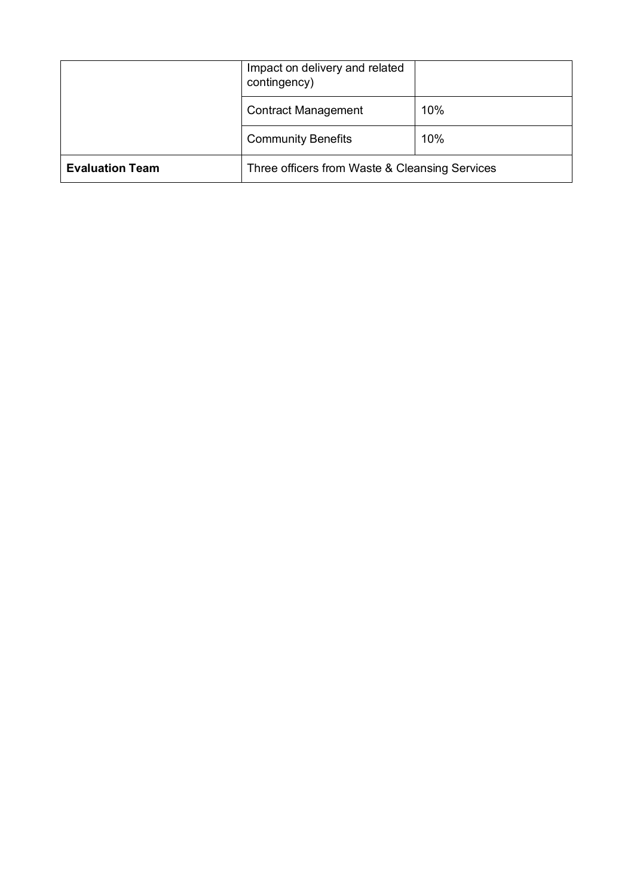| | | |
|---|---|---|
| | Impact on delivery and related contingency) | |
| | Contract Management | 10% |
| | Community Benefits | 10% |
| **Evaluation Team** | Three officers from Waste & Cleansing Services | |